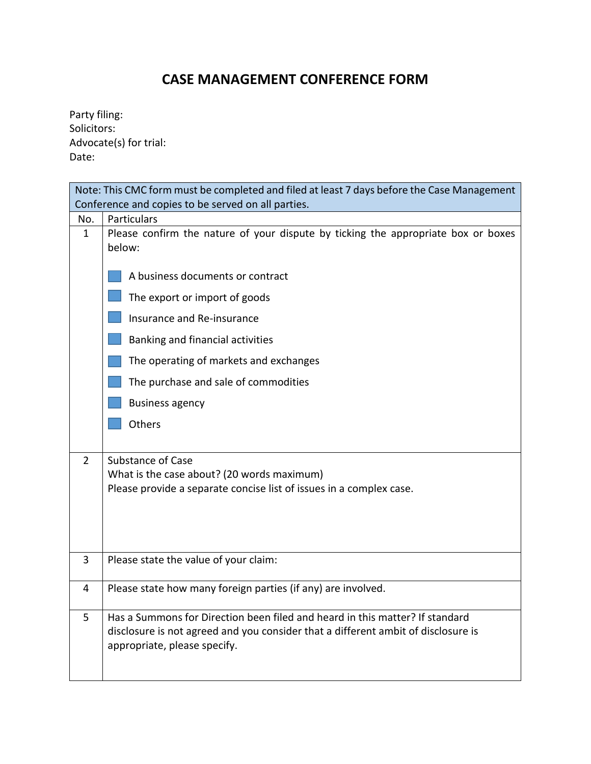# CASE MANAGEMENT CONFERENCE FORM

Party filing:
Solicitors:
Advocate(s) for trial:
Date:

| Note: This CMC form must be completed and filed at least 7 days before the Case Management Conference and copies to be served on all parties. | |
|---|---|
| No. | Particulars |
| 1 | Please confirm the nature of your dispute by ticking the appropriate box or boxes below:<br><br>☐ A business documents or contract<br>☐ The export or import of goods<br>☐ Insurance and Re-insurance<br>☐ Banking and financial activities<br>☐ The operating of markets and exchanges<br>☐ The purchase and sale of commodities<br>☐ Business agency<br>☐ Others |
| 2 | Substance of Case<br>What is the case about? (20 words maximum)<br>Please provide a separate concise list of issues in a complex case. |
| 3 | Please state the value of your claim: |
| 4 | Please state how many foreign parties (if any) are involved. |
| 5 | Has a Summons for Direction been filed and heard in this matter? If standard disclosure is not agreed and you consider that a different ambit of disclosure is appropriate, please specify. |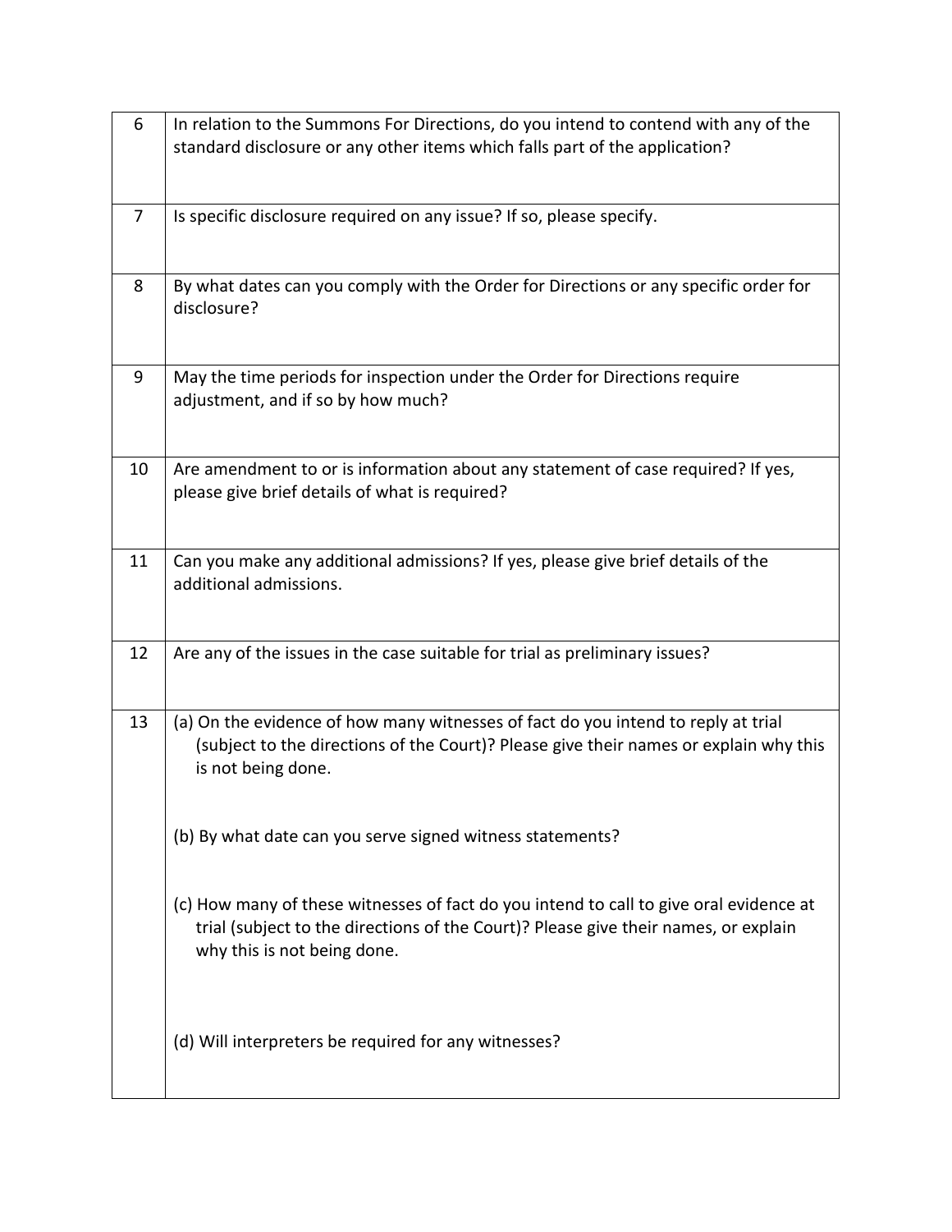| | |
|---|---|
| 6 | In relation to the Summons For Directions, do you intend to contend with any of the standard disclosure or any other items which falls part of the application? |
| 7 | Is specific disclosure required on any issue? If so, please specify. |
| 8 | By what dates can you comply with the Order for Directions or any specific order for disclosure? |
| 9 | May the time periods for inspection under the Order for Directions require adjustment, and if so by how much? |
| 10 | Are amendment to or is information about any statement of case required? If yes, please give brief details of what is required? |
| 11 | Can you make any additional admissions? If yes, please give brief details of the additional admissions. |
| 12 | Are any of the issues in the case suitable for trial as preliminary issues? |
| 13 | (a) On the evidence of how many witnesses of fact do you intend to reply at trial (subject to the directions of the Court)? Please give their names or explain why this is not being done.<br><br>(b) By what date can you serve signed witness statements?<br><br>(c) How many of these witnesses of fact do you intend to call to give oral evidence at trial (subject to the directions of the Court)? Please give their names, or explain why this is not being done.<br><br>(d) Will interpreters be required for any witnesses? |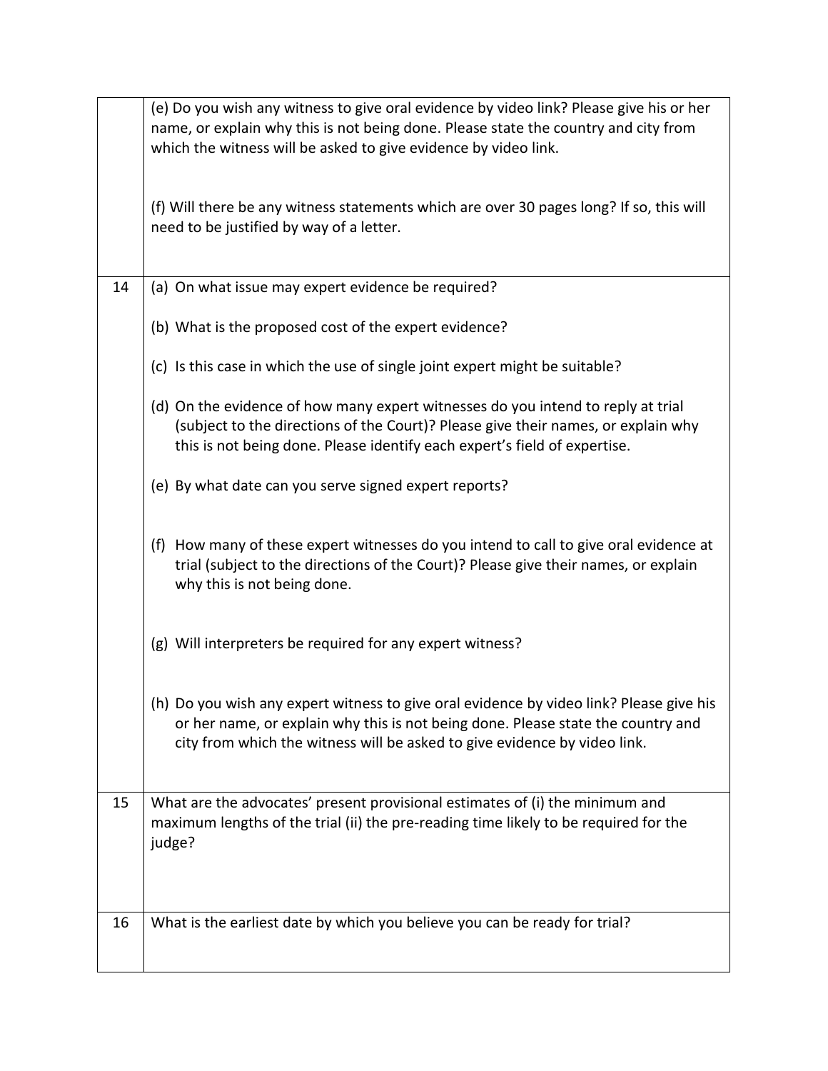| | |
|---|---|
| | (e) Do you wish any witness to give oral evidence by video link? Please give his or her name, or explain why this is not being done. Please state the country and city from which the witness will be asked to give evidence by video link.<br><br>(f) Will there be any witness statements which are over 30 pages long? If so, this will need to be justified by way of a letter. |
| 14 | (a) On what issue may expert evidence be required?<br><br>(b) What is the proposed cost of the expert evidence?<br><br>(c) Is this case in which the use of single joint expert might be suitable?<br><br>(d) On the evidence of how many expert witnesses do you intend to reply at trial (subject to the directions of the Court)? Please give their names, or explain why this is not being done. Please identify each expert's field of expertise.<br><br>(e) By what date can you serve signed expert reports?<br><br>(f) How many of these expert witnesses do you intend to call to give oral evidence at trial (subject to the directions of the Court)? Please give their names, or explain why this is not being done.<br><br>(g) Will interpreters be required for any expert witness?<br><br>(h) Do you wish any expert witness to give oral evidence by video link? Please give his or her name, or explain why this is not being done. Please state the country and city from which the witness will be asked to give evidence by video link. |
| 15 | What are the advocates' present provisional estimates of (i) the minimum and maximum lengths of the trial (ii) the pre-reading time likely to be required for the judge? |
| 16 | What is the earliest date by which you believe you can be ready for trial? |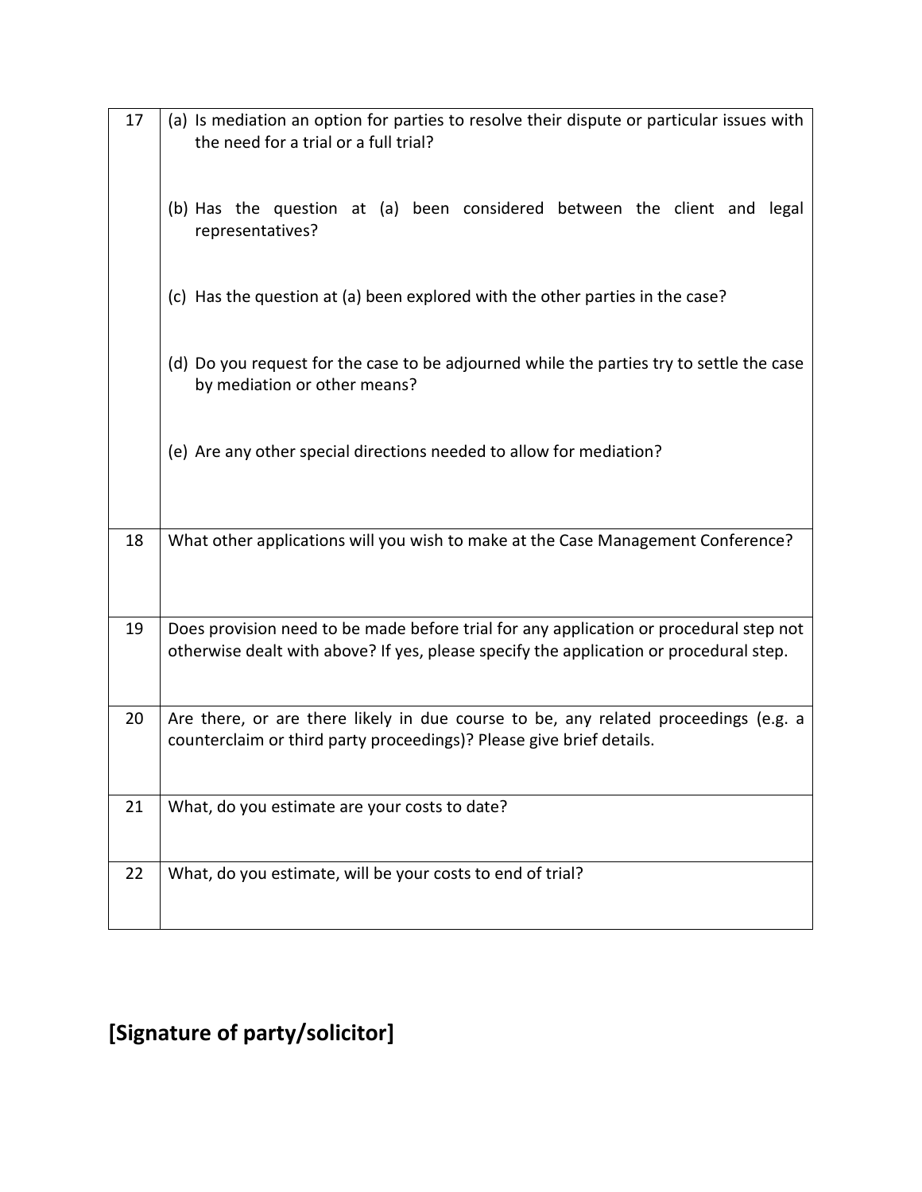| | |
|---|---|
| 17 | (a) Is mediation an option for parties to resolve their dispute or particular issues with the need for a trial or a full trial?<br><br>(b) Has the question at (a) been considered between the client and legal representatives?<br><br>(c) Has the question at (a) been explored with the other parties in the case?<br><br>(d) Do you request for the case to be adjourned while the parties try to settle the case by mediation or other means?<br><br>(e) Are any other special directions needed to allow for mediation? |
| 18 | What other applications will you wish to make at the Case Management Conference? |
| 19 | Does provision need to be made before trial for any application or procedural step not otherwise dealt with above? If yes, please specify the application or procedural step. |
| 20 | Are there, or are there likely in due course to be, any related proceedings (e.g. a counterclaim or third party proceedings)? Please give brief details. |
| 21 | What, do you estimate are your costs to date? |
| 22 | What, do you estimate, will be your costs to end of trial? |

**[Signature of party/solicitor]**